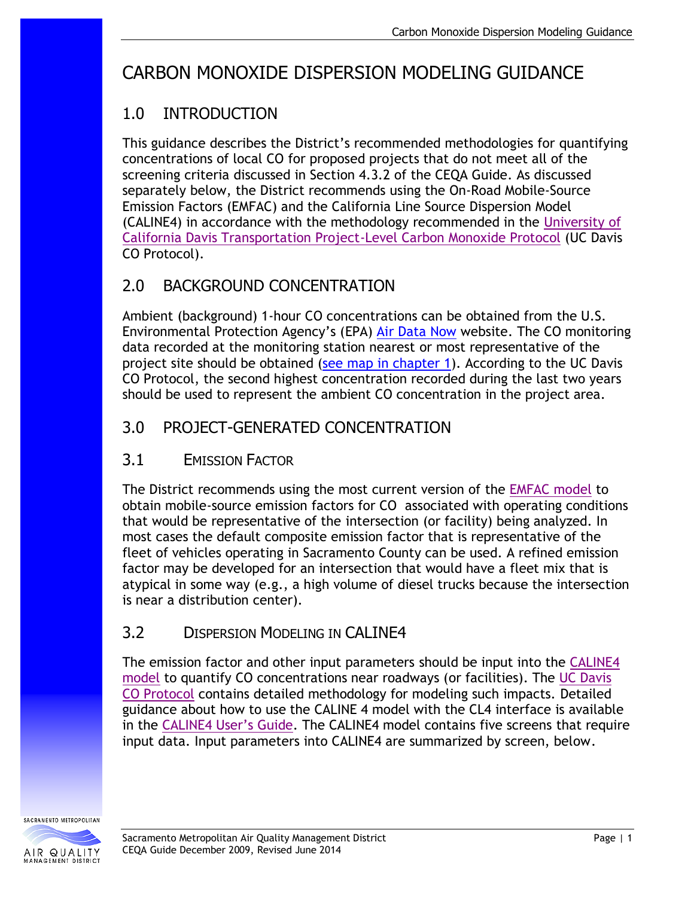# CARBON MONOXIDE DISPERSION MODELING GUIDANCE

## 1.0 INTRODUCTION

This guidance describes the District's recommended methodologies for quantifying concentrations of local CO for proposed projects that do not meet all of the screening criteria discussed in Section 4.3.2 of the CEQA Guide. As discussed separately below, the District recommends using the On-Road Mobile-Source Emission Factors (EMFAC) and the California Line Source Dispersion Model (CALINE4) in accordance with the methodology recommended in the University of California Davis Transportation Project-Level Carbon Monoxide Protocol (UC Davis CO Protocol).

## 2.0 BACKGROUND CONCENTRATION

Ambient (background) 1-hour CO concentrations can be obtained from the U.S. Environmental Protection Agency's (EPA) Air Data Now website. The CO monitoring data recorded at the monitoring station nearest or most representative of the project site should be obtained (see map in chapter 1). According to the UC Davis CO Protocol, the second highest concentration recorded during the last two years should be used to represent the ambient CO concentration in the project area.

## 3.0 PROJECT-GENERATED CONCENTRATION

### 3.1 EMISSION FACTOR

The District recommends using the most current version of the EMFAC model to obtain mobile-source emission factors for CO associated with operating conditions that would be representative of the intersection (or facility) being analyzed. In most cases the default composite emission factor that is representative of the fleet of vehicles operating in Sacramento County can be used. A refined emission factor may be developed for an intersection that would have a fleet mix that is atypical in some way (e.g., a high volume of diesel trucks because the intersection is near a distribution center).

### 3.2 DISPERSION MODELING IN CALINE4

The emission factor and other input parameters should be input into the CALINE4 model to quantify CO concentrations near roadways (or facilities). The UC Davis CO Protocol contains detailed methodology for modeling such impacts. Detailed guidance about how to use the CALINE 4 model with the CL4 interface is available in the CALINE4 User's Guide. The CALINE4 model contains five screens that require input data. Input parameters into CALINE4 are summarized by screen, below.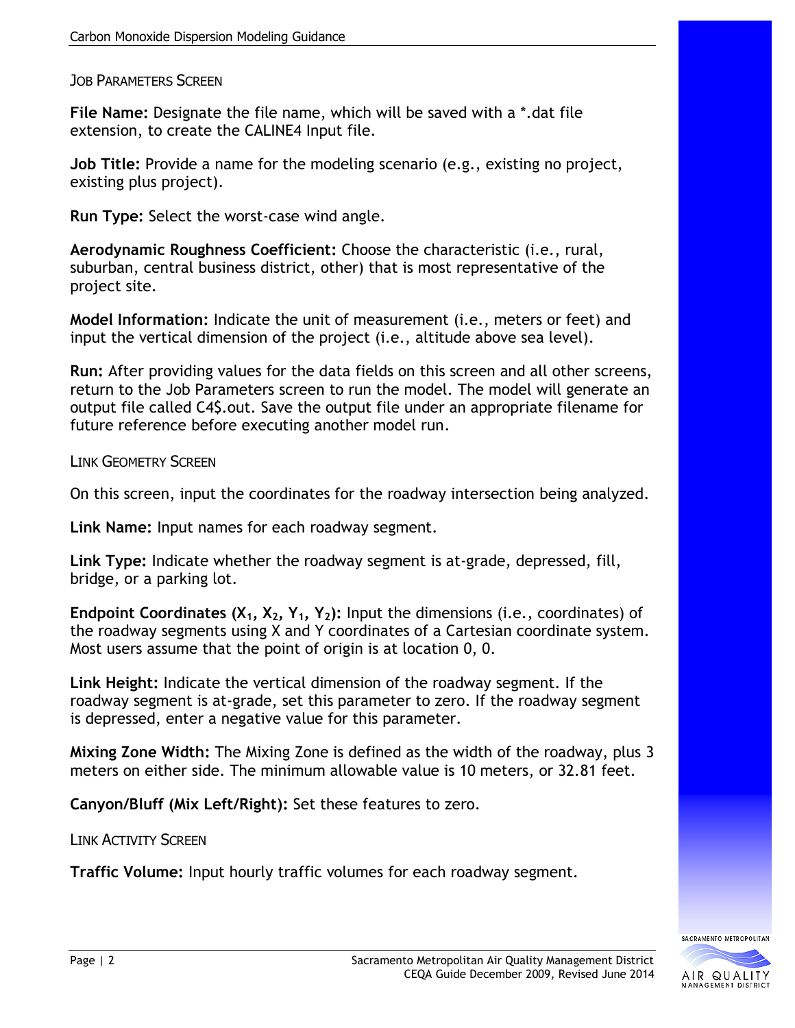### Job Parameters Screen

**File Name:** Designate the file name, which will be saved with a *.dat file extension, to create the CALINE4 Input file.

**Job Title:** Provide a name for the modeling scenario (e.g., existing no project, existing plus project).

**Run Type:** Select the worst-case wind angle.

**Aerodynamic Roughness Coefficient:** Choose the characteristic (i.e., rural, suburban, central business district, other) that is most representative of the project site.

**Model Information:** Indicate the unit of measurement (i.e., meters or feet) and input the vertical dimension of the project (i.e., altitude above sea level).

**Run:** After providing values for the data fields on this screen and all other screens, return to the Job Parameters screen to run the model. The model will generate an output file called C4$.out. Save the output file under an appropriate filename for future reference before executing another model run.

### Link Geometry Screen

On this screen, input the coordinates for the roadway intersection being analyzed.

**Link Name:** Input names for each roadway segment.

**Link Type:** Indicate whether the roadway segment is at-grade, depressed, fill, bridge, or a parking lot.

**Endpoint Coordinates ($X_1$, $X_2$, $Y_1$, $Y_2$):** Input the dimensions (i.e., coordinates) of the roadway segments using X and Y coordinates of a Cartesian coordinate system. Most users assume that the point of origin is at location 0, 0.

**Link Height:** Indicate the vertical dimension of the roadway segment. If the roadway segment is at-grade, set this parameter to zero. If the roadway segment is depressed, enter a negative value for this parameter.

**Mixing Zone Width:** The Mixing Zone is defined as the width of the roadway, plus 3 meters on either side. The minimum allowable value is 10 meters, or 32.81 feet.

**Canyon/Bluff (Mix Left/Right):** Set these features to zero.

### Link Activity Screen

**Traffic Volume:** Input hourly traffic volumes for each roadway segment.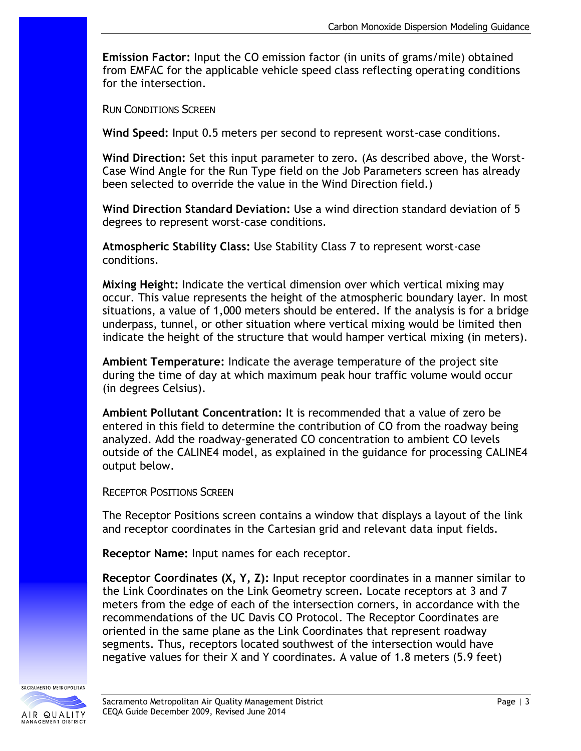**Emission Factor:** Input the CO emission factor (in units of grams/mile) obtained from EMFAC for the applicable vehicle speed class reflecting operating conditions for the intersection.

### RUN CONDITIONS SCREEN

**Wind Speed:** Input 0.5 meters per second to represent worst-case conditions.

**Wind Direction:** Set this input parameter to zero. (As described above, the Worst-Case Wind Angle for the Run Type field on the Job Parameters screen has already been selected to override the value in the Wind Direction field.)

**Wind Direction Standard Deviation:** Use a wind direction standard deviation of 5 degrees to represent worst-case conditions.

**Atmospheric Stability Class:** Use Stability Class 7 to represent worst-case conditions.

**Mixing Height:** Indicate the vertical dimension over which vertical mixing may occur. This value represents the height of the atmospheric boundary layer. In most situations, a value of 1,000 meters should be entered. If the analysis is for a bridge underpass, tunnel, or other situation where vertical mixing would be limited then indicate the height of the structure that would hamper vertical mixing (in meters).

**Ambient Temperature:** Indicate the average temperature of the project site during the time of day at which maximum peak hour traffic volume would occur (in degrees Celsius).

**Ambient Pollutant Concentration:** It is recommended that a value of zero be entered in this field to determine the contribution of CO from the roadway being analyzed. Add the roadway-generated CO concentration to ambient CO levels outside of the CALINE4 model, as explained in the guidance for processing CALINE4 output below.

### RECEPTOR POSITIONS SCREEN

The Receptor Positions screen contains a window that displays a layout of the link and receptor coordinates in the Cartesian grid and relevant data input fields.

**Receptor Name:** Input names for each receptor.

**Receptor Coordinates (X, Y, Z):** Input receptor coordinates in a manner similar to the Link Coordinates on the Link Geometry screen. Locate receptors at 3 and 7 meters from the edge of each of the intersection corners, in accordance with the recommendations of the UC Davis CO Protocol. The Receptor Coordinates are oriented in the same plane as the Link Coordinates that represent roadway segments. Thus, receptors located southwest of the intersection would have negative values for their X and Y coordinates. A value of 1.8 meters (5.9 feet)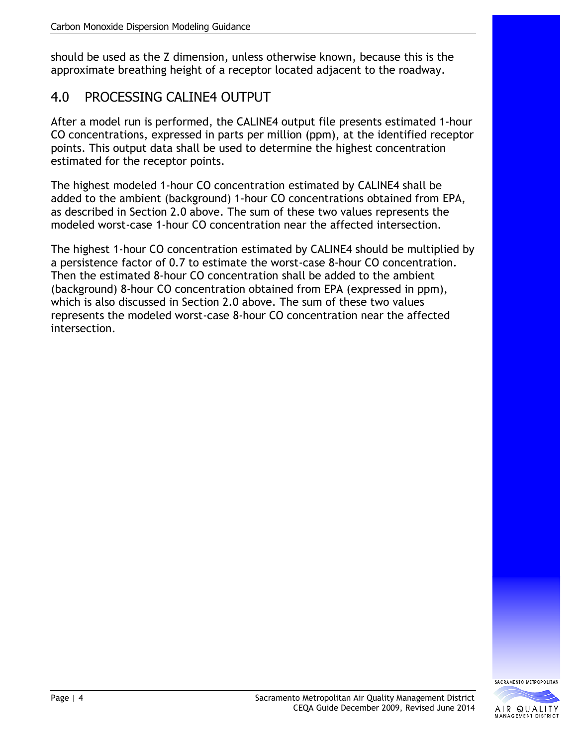should be used as the Z dimension, unless otherwise known, because this is the approximate breathing height of a receptor located adjacent to the roadway.

## 4.0 PROCESSING CALINE4 OUTPUT

After a model run is performed, the CALINE4 output file presents estimated 1-hour CO concentrations, expressed in parts per million (ppm), at the identified receptor points. This output data shall be used to determine the highest concentration estimated for the receptor points.

The highest modeled 1-hour CO concentration estimated by CALINE4 shall be added to the ambient (background) 1-hour CO concentrations obtained from EPA, as described in Section 2.0 above. The sum of these two values represents the modeled worst-case 1-hour CO concentration near the affected intersection.

The highest 1-hour CO concentration estimated by CALINE4 should be multiplied by a persistence factor of 0.7 to estimate the worst-case 8-hour CO concentration. Then the estimated 8-hour CO concentration shall be added to the ambient (background) 8-hour CO concentration obtained from EPA (expressed in ppm), which is also discussed in Section 2.0 above. The sum of these two values represents the modeled worst-case 8-hour CO concentration near the affected intersection.